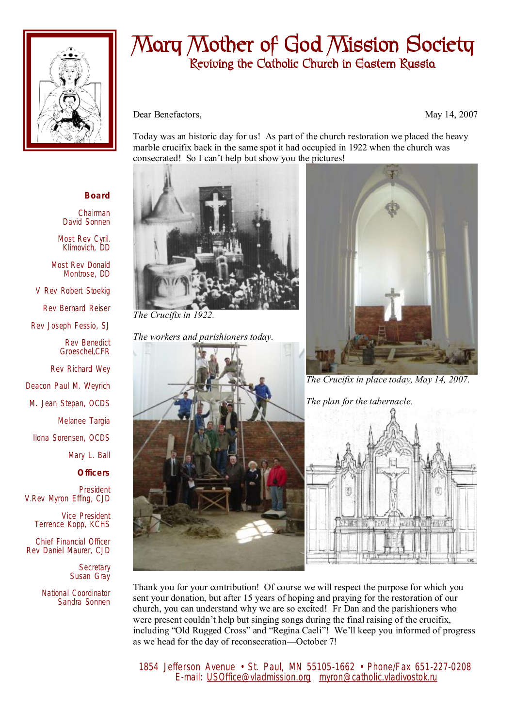# Mary Mother of God Mission Society

## Reviving the Catholic Church in Eastern Russia

**Board**

Chairman
David Sonnen

Most Rev Cyril. Klimovich, DD

Most Rev Donald Montrose, DD

V Rev Robert Stoekig

Rev Bernard Reiser

Rev Joseph Fessio, SJ

Rev Benedict Groeschel,CFR

Rev Richard Wey

Deacon Paul M. Weyrich

M. Jean Stepan, OCDS

Melanee Targia

Ilona Sorensen, OCDS

Mary L. Ball

**Officers**

President
V.Rev Myron Effing, CJD

Vice President
Terrence Kopp, KCHS

Chief Financial Officer
Rev Daniel Maurer, CJD

Secretary
Susan Gray

National Coordinator
Sandra Sonnen

Dear Benefactors,

May 14, 2007

Today was an historic day for us! As part of the church restoration we placed the heavy marble crucifix back in the same spot it had occupied in 1922 when the church was consecrated! So I can't help but show you the pictures!

*The Crucifix in 1922.*

*The workers and parishioners today.*

*The Crucifix in place today, May 14, 2007.*

*The plan for the tabernacle.*

Thank you for your contribution! Of course we will respect the purpose for which you sent your donation, but after 15 years of hoping and praying for the restoration of our church, you can understand why we are so excited! Fr Dan and the parishioners who were present couldn't help but singing songs during the final raising of the crucifix, including "Old Rugged Cross" and "Regina Caeli"! We'll keep you informed of progress as we head for the day of reconsecration—October 7!

1854 Jefferson Avenue • St. Paul, MN 55105-1662 • Phone/Fax 651-227-0208
E-mail: USOffice@vladmission.org myron@catholic.vladivostok.ru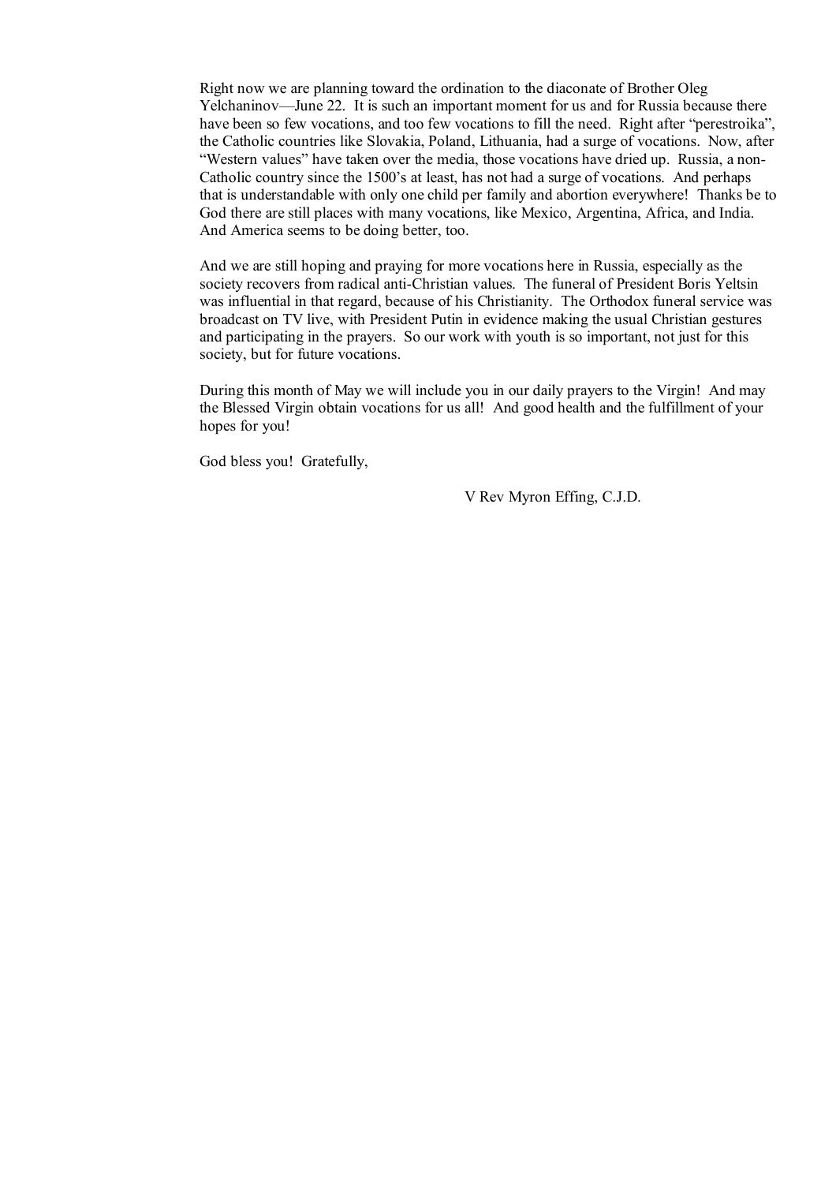Right now we are planning toward the ordination to the diaconate of Brother Oleg Yelchaninov—June 22. It is such an important moment for us and for Russia because there have been so few vocations, and too few vocations to fill the need. Right after "perestroika", the Catholic countries like Slovakia, Poland, Lithuania, had a surge of vocations. Now, after "Western values" have taken over the media, those vocations have dried up. Russia, a non-Catholic country since the 1500's at least, has not had a surge of vocations. And perhaps that is understandable with only one child per family and abortion everywhere! Thanks be to God there are still places with many vocations, like Mexico, Argentina, Africa, and India. And America seems to be doing better, too.

And we are still hoping and praying for more vocations here in Russia, especially as the society recovers from radical anti-Christian values. The funeral of President Boris Yeltsin was influential in that regard, because of his Christianity. The Orthodox funeral service was broadcast on TV live, with President Putin in evidence making the usual Christian gestures and participating in the prayers. So our work with youth is so important, not just for this society, but for future vocations.

During this month of May we will include you in our daily prayers to the Virgin! And may the Blessed Virgin obtain vocations for us all! And good health and the fulfillment of your hopes for you!

God bless you! Gratefully,

V Rev Myron Effing, C.J.D.